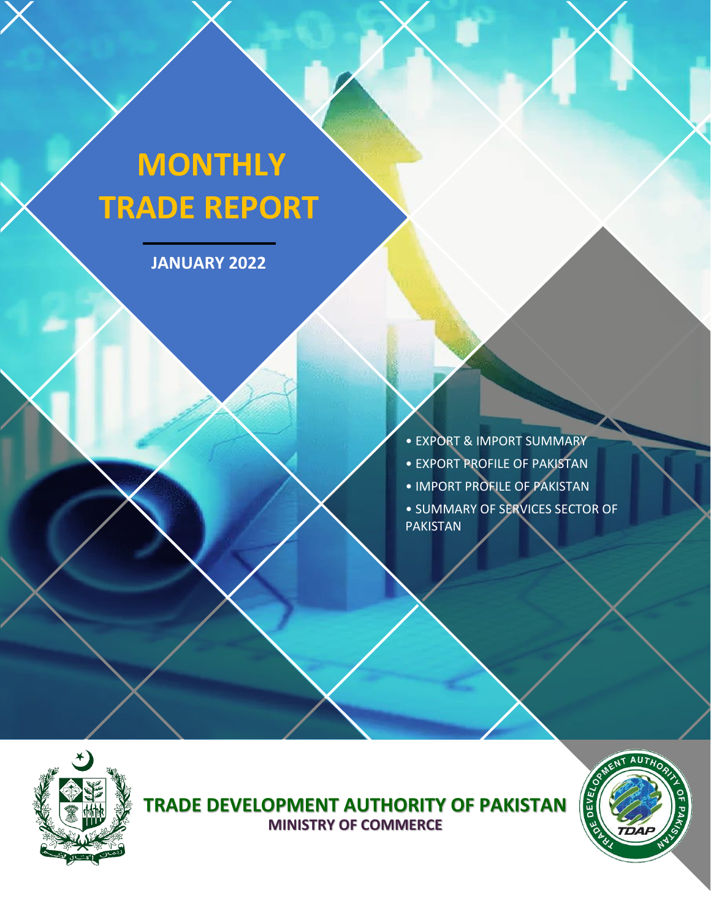# MONTHLY TRADE REPORT

**JANUARY 2022**

- EXPORT & IMPORT SUMMARY
- EXPORT PROFILE OF PAKISTAN
- IMPORT PROFILE OF PAKISTAN
- SUMMARY OF SERVICES SECTOR OF PAKISTAN

**TRADE DEVELOPMENT AUTHORITY OF PAKISTAN**

**MINISTRY OF COMMERCE**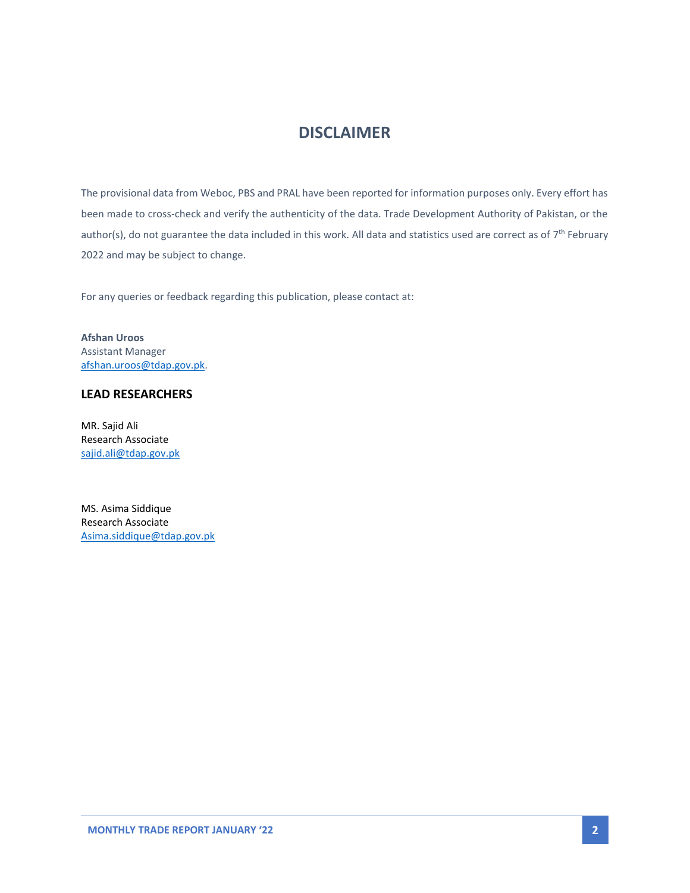# DISCLAIMER

The provisional data from Weboc, PBS and PRAL have been reported for information purposes only. Every effort has been made to cross-check and verify the authenticity of the data. Trade Development Authority of Pakistan, or the author(s), do not guarantee the data included in this work. All data and statistics used are correct as of 7th February 2022 and may be subject to change.

For any queries or feedback regarding this publication, please contact at:

**Afshan Uroos**
Assistant Manager
afshan.uroos@tdap.gov.pk.

## LEAD RESEARCHERS

MR. Sajid Ali
Research Associate
sajid.ali@tdap.gov.pk

MS. Asima Siddique
Research Associate
Asima.siddique@tdap.gov.pk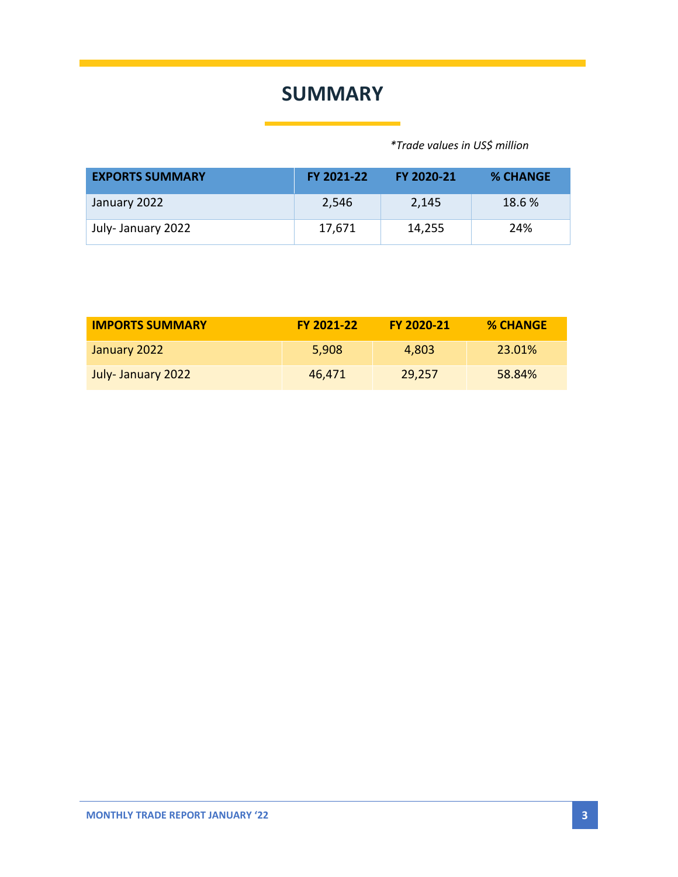# SUMMARY

*\*Trade values in US$ million*

| EXPORTS SUMMARY | FY 2021-22 | FY 2020-21 | % CHANGE |
|---|---|---|---|
| January 2022 | 2,546 | 2,145 | 18.6 % |
| July- January 2022 | 17,671 | 14,255 | 24% |

| IMPORTS SUMMARY | FY 2021-22 | FY 2020-21 | % CHANGE |
|---|---|---|---|
| January 2022 | 5,908 | 4,803 | 23.01% |
| July- January 2022 | 46,471 | 29,257 | 58.84% |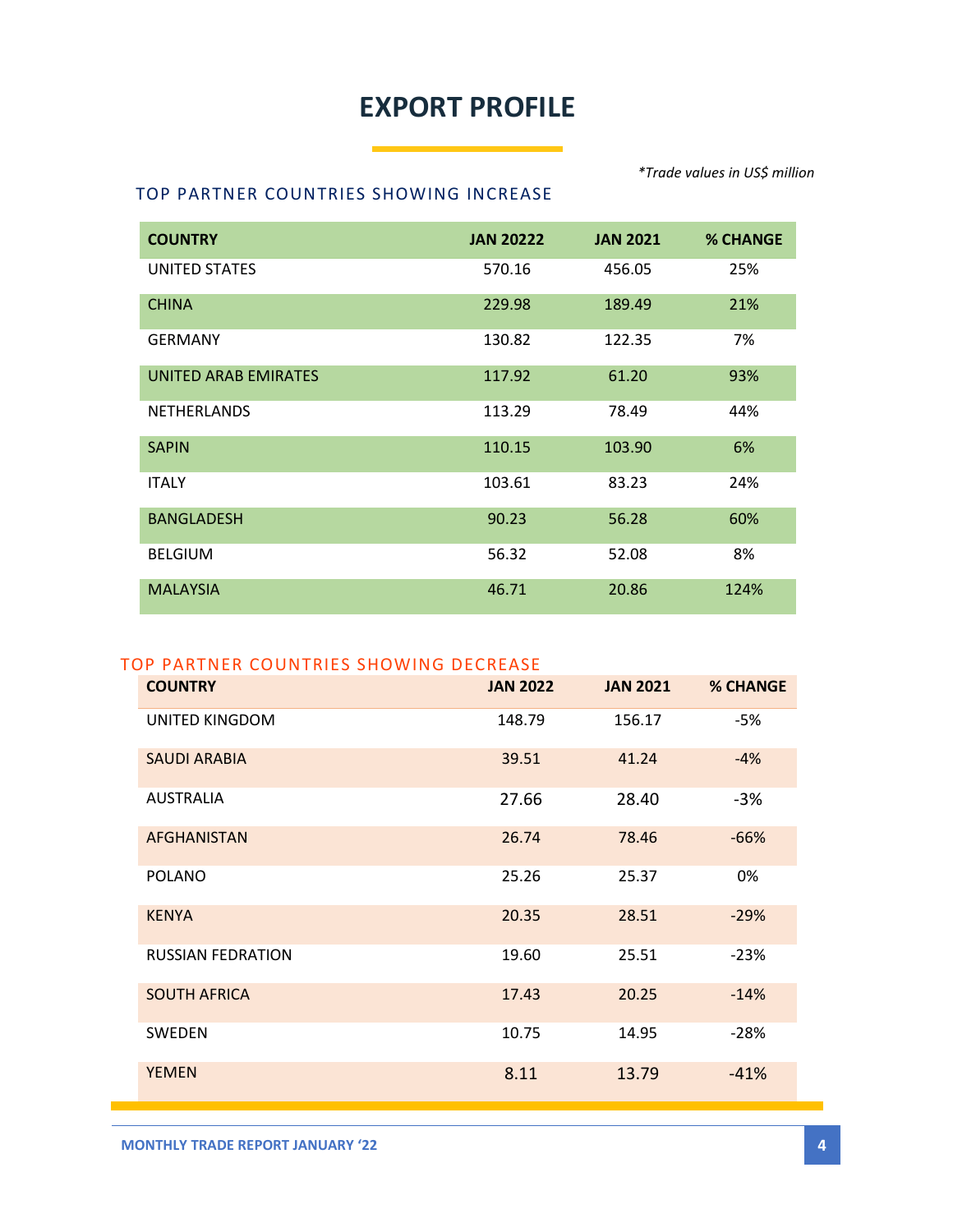# EXPORT PROFILE

*\*Trade values in US$ million*

## TOP PARTNER COUNTRIES SHOWING INCREASE

| COUNTRY | JAN 20222 | JAN 2021 | % CHANGE |
|---|---|---|---|
| UNITED STATES | 570.16 | 456.05 | 25% |
| CHINA | 229.98 | 189.49 | 21% |
| GERMANY | 130.82 | 122.35 | 7% |
| UNITED ARAB EMIRATES | 117.92 | 61.20 | 93% |
| NETHERLANDS | 113.29 | 78.49 | 44% |
| SAPIN | 110.15 | 103.90 | 6% |
| ITALY | 103.61 | 83.23 | 24% |
| BANGLADESH | 90.23 | 56.28 | 60% |
| BELGIUM | 56.32 | 52.08 | 8% |
| MALAYSIA | 46.71 | 20.86 | 124% |

## TOP PARTNER COUNTRIES SHOWING DECREASE

| COUNTRY | JAN 2022 | JAN 2021 | % CHANGE |
|---|---|---|---|
| UNITED KINGDOM | 148.79 | 156.17 | -5% |
| SAUDI ARABIA | 39.51 | 41.24 | -4% |
| AUSTRALIA | 27.66 | 28.40 | -3% |
| AFGHANISTAN | 26.74 | 78.46 | -66% |
| POLANO | 25.26 | 25.37 | 0% |
| KENYA | 20.35 | 28.51 | -29% |
| RUSSIAN FEDRATION | 19.60 | 25.51 | -23% |
| SOUTH AFRICA | 17.43 | 20.25 | -14% |
| SWEDEN | 10.75 | 14.95 | -28% |
| YEMEN | 8.11 | 13.79 | -41% |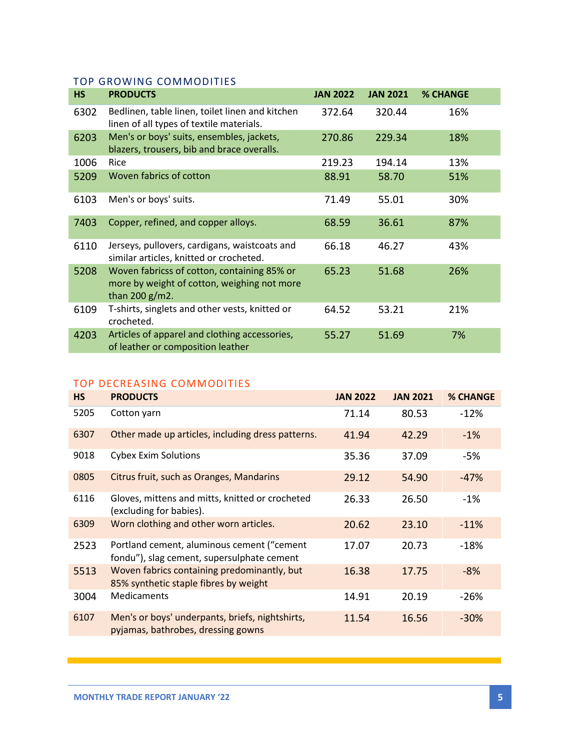## TOP GROWING COMMODITIES

| HS | PRODUCTS | JAN 2022 | JAN 2021 | % CHANGE |
|---|---|---|---|---|
| 6302 | Bedlinen, table linen, toilet linen and kitchen linen of all types of textile materials. | 372.64 | 320.44 | 16% |
| 6203 | Men's or boys' suits, ensembles, jackets, blazers, trousers, bib and brace overalls. | 270.86 | 229.34 | 18% |
| 1006 | Rice | 219.23 | 194.14 | 13% |
| 5209 | Woven fabrics of cotton | 88.91 | 58.70 | 51% |
| 6103 | Men's or boys' suits. | 71.49 | 55.01 | 30% |
| 7403 | Copper, refined, and copper alloys. | 68.59 | 36.61 | 87% |
| 6110 | Jerseys, pullovers, cardigans, waistcoats and similar articles, knitted or crocheted. | 66.18 | 46.27 | 43% |
| 5208 | Woven fabricss of cotton, containing 85% or more by weight of cotton, weighing not more than 200 g/m2. | 65.23 | 51.68 | 26% |
| 6109 | T-shirts, singlets and other vests, knitted or crocheted. | 64.52 | 53.21 | 21% |
| 4203 | Articles of apparel and clothing accessories, of leather or composition leather | 55.27 | 51.69 | 7% |

## TOP DECREASING COMMODITIES

| HS | PRODUCTS | JAN 2022 | JAN 2021 | % CHANGE |
|---|---|---|---|---|
| 5205 | Cotton yarn | 71.14 | 80.53 | -12% |
| 6307 | Other made up articles, including dress patterns. | 41.94 | 42.29 | -1% |
| 9018 | Cybex Exim Solutions | 35.36 | 37.09 | -5% |
| 0805 | Citrus fruit, such as Oranges, Mandarins | 29.12 | 54.90 | -47% |
| 6116 | Gloves, mittens and mitts, knitted or crocheted (excluding for babies). | 26.33 | 26.50 | -1% |
| 6309 | Worn clothing and other worn articles. | 20.62 | 23.10 | -11% |
| 2523 | Portland cement, aluminous cement (“cement fondu”), slag cement, supersulphate cement | 17.07 | 20.73 | -18% |
| 5513 | Woven fabrics containing predominantly, but 85% synthetic staple fibres by weight | 16.38 | 17.75 | -8% |
| 3004 | Medicaments | 14.91 | 20.19 | -26% |
| 6107 | Men's or boys' underpants, briefs, nightshirts, pyjamas, bathrobes, dressing gowns | 11.54 | 16.56 | -30% |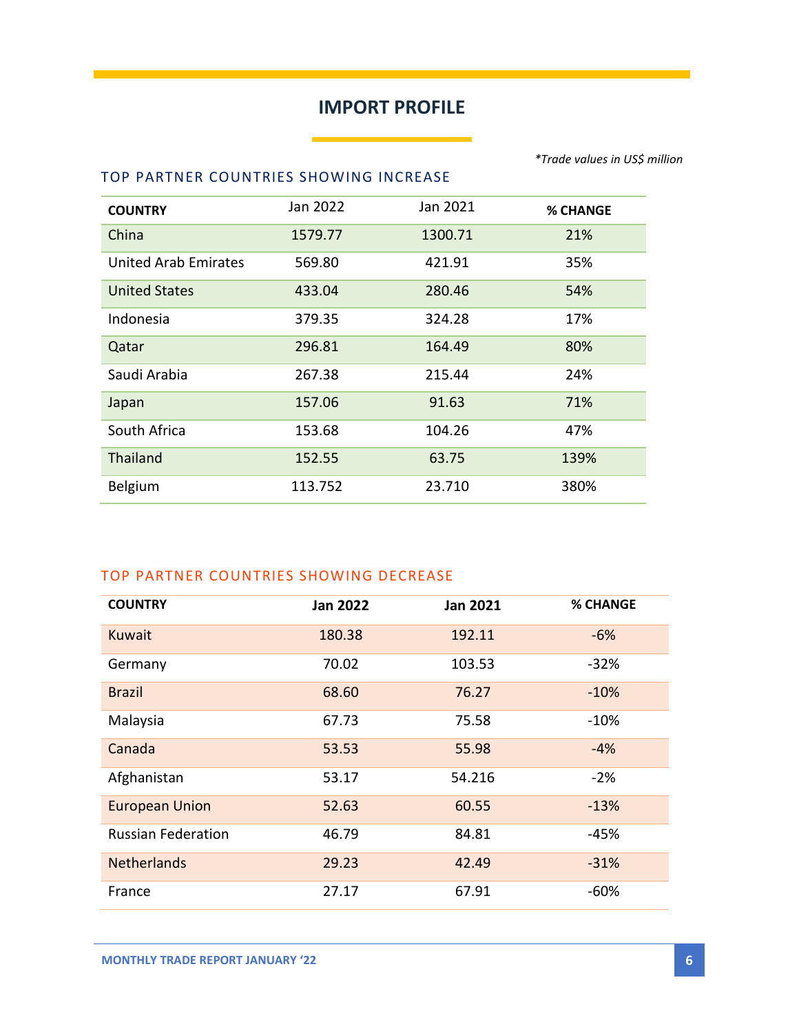# IMPORT PROFILE

*\*Trade values in US$ million*

## TOP PARTNER COUNTRIES SHOWING INCREASE

| COUNTRY | Jan 2022 | Jan 2021 | % CHANGE |
|---|---|---|---|
| China | 1579.77 | 1300.71 | 21% |
| United Arab Emirates | 569.80 | 421.91 | 35% |
| United States | 433.04 | 280.46 | 54% |
| Indonesia | 379.35 | 324.28 | 17% |
| Qatar | 296.81 | 164.49 | 80% |
| Saudi Arabia | 267.38 | 215.44 | 24% |
| Japan | 157.06 | 91.63 | 71% |
| South Africa | 153.68 | 104.26 | 47% |
| Thailand | 152.55 | 63.75 | 139% |
| Belgium | 113.752 | 23.710 | 380% |

## TOP PARTNER COUNTRIES SHOWING DECREASE

| COUNTRY | Jan 2022 | Jan 2021 | % CHANGE |
|---|---|---|---|
| Kuwait | 180.38 | 192.11 | -6% |
| Germany | 70.02 | 103.53 | -32% |
| Brazil | 68.60 | 76.27 | -10% |
| Malaysia | 67.73 | 75.58 | -10% |
| Canada | 53.53 | 55.98 | -4% |
| Afghanistan | 53.17 | 54.216 | -2% |
| European Union | 52.63 | 60.55 | -13% |
| Russian Federation | 46.79 | 84.81 | -45% |
| Netherlands | 29.23 | 42.49 | -31% |
| France | 27.17 | 67.91 | -60% |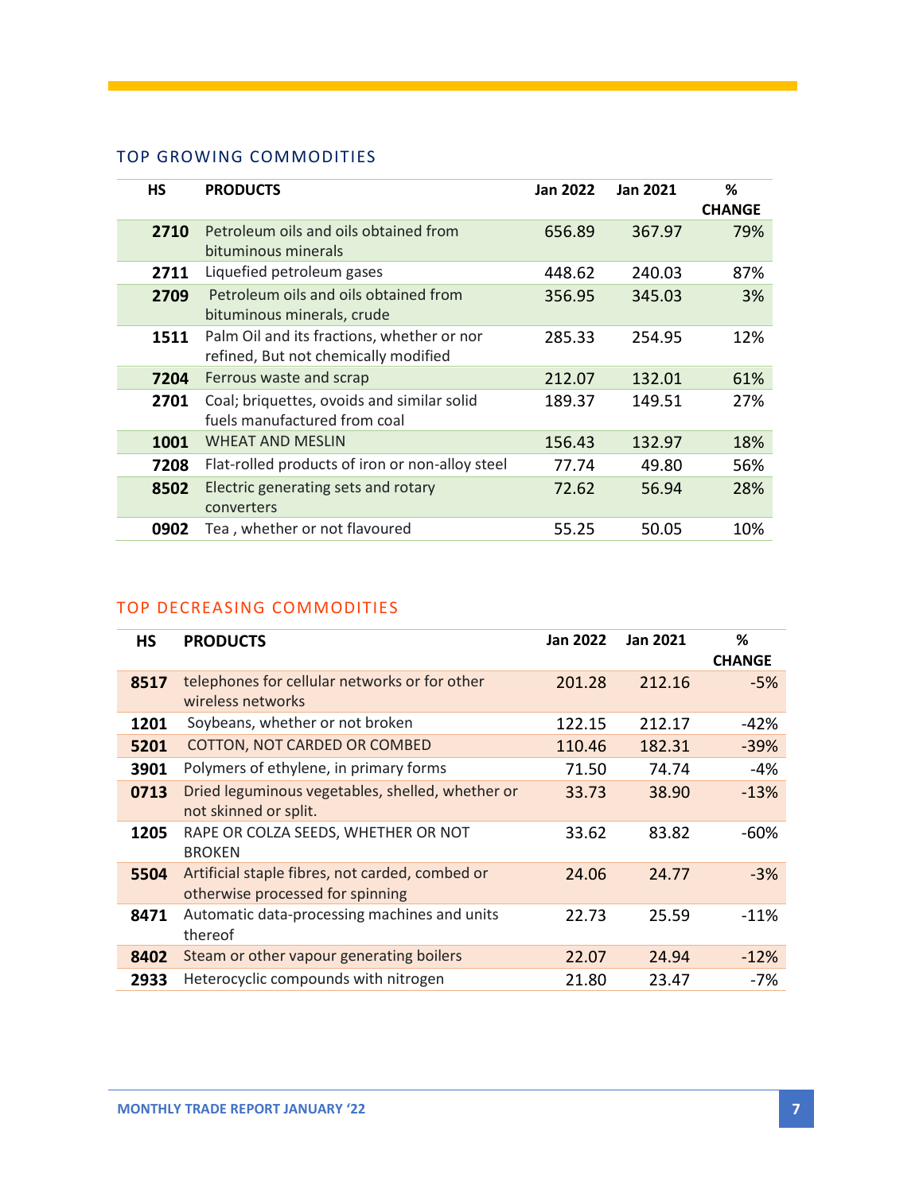## TOP GROWING COMMODITIES

| HS | PRODUCTS | Jan 2022 | Jan 2021 | % CHANGE |
|---|---|---|---|---|
| 2710 | Petroleum oils and oils obtained from bituminous minerals | 656.89 | 367.97 | 79% |
| 2711 | Liquefied petroleum gases | 448.62 | 240.03 | 87% |
| 2709 | Petroleum oils and oils obtained from bituminous minerals, crude | 356.95 | 345.03 | 3% |
| 1511 | Palm Oil and its fractions, whether or nor refined, But not chemically modified | 285.33 | 254.95 | 12% |
| 7204 | Ferrous waste and scrap | 212.07 | 132.01 | 61% |
| 2701 | Coal; briquettes, ovoids and similar solid fuels manufactured from coal | 189.37 | 149.51 | 27% |
| 1001 | WHEAT AND MESLIN | 156.43 | 132.97 | 18% |
| 7208 | Flat-rolled products of iron or non-alloy steel | 77.74 | 49.80 | 56% |
| 8502 | Electric generating sets and rotary converters | 72.62 | 56.94 | 28% |
| 0902 | Tea , whether or not flavoured | 55.25 | 50.05 | 10% |

## TOP DECREASING COMMODITIES

| HS | PRODUCTS | Jan 2022 | Jan 2021 | % CHANGE |
|---|---|---|---|---|
| 8517 | telephones for cellular networks or for other wireless networks | 201.28 | 212.16 | -5% |
| 1201 | Soybeans, whether or not broken | 122.15 | 212.17 | -42% |
| 5201 | COTTON, NOT CARDED OR COMBED | 110.46 | 182.31 | -39% |
| 3901 | Polymers of ethylene, in primary forms | 71.50 | 74.74 | -4% |
| 0713 | Dried leguminous vegetables, shelled, whether or not skinned or split. | 33.73 | 38.90 | -13% |
| 1205 | RAPE OR COLZA SEEDS, WHETHER OR NOT BROKEN | 33.62 | 83.82 | -60% |
| 5504 | Artificial staple fibres, not carded, combed or otherwise processed for spinning | 24.06 | 24.77 | -3% |
| 8471 | Automatic data-processing machines and units thereof | 22.73 | 25.59 | -11% |
| 8402 | Steam or other vapour generating boilers | 22.07 | 24.94 | -12% |
| 2933 | Heterocyclic compounds with nitrogen | 21.80 | 23.47 | -7% |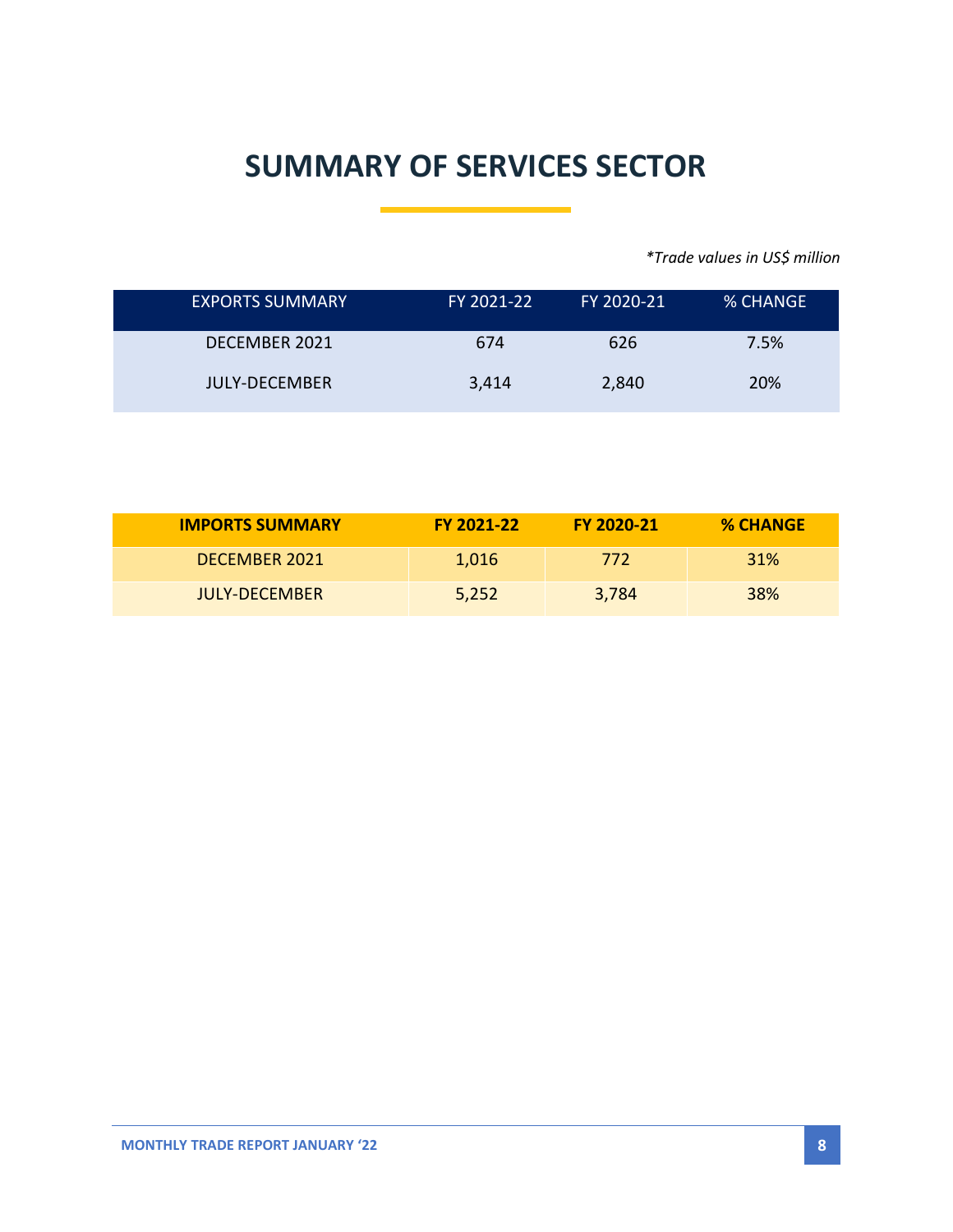# SUMMARY OF SERVICES SECTOR

*\*Trade values in US$ million*

| EXPORTS SUMMARY | FY 2021-22 | FY 2020-21 | % CHANGE |
|---|---|---|---|
| DECEMBER 2021 | 674 | 626 | 7.5% |
| JULY-DECEMBER | 3,414 | 2,840 | 20% |

| IMPORTS SUMMARY | FY 2021-22 | FY 2020-21 | % CHANGE |
|---|---|---|---|
| DECEMBER 2021 | 1,016 | 772 | 31% |
| JULY-DECEMBER | 5,252 | 3,784 | 38% |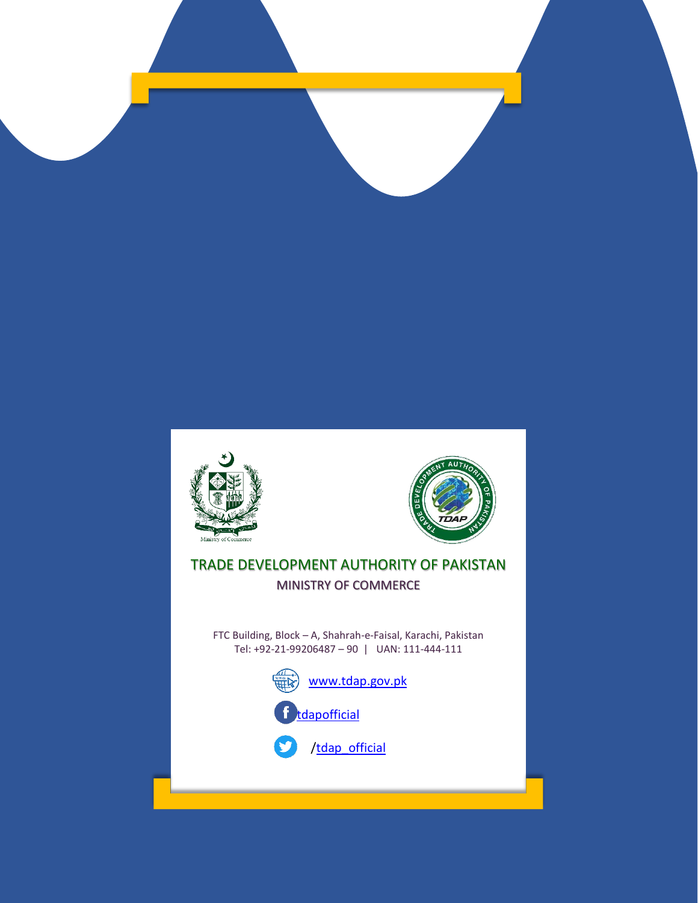Ministry of Commerce

TRADE DEVELOPMENT AUTHORITY OF PAKISTAN

MINISTRY OF COMMERCE

FTC Building, Block – A, Shahrah-e-Faisal, Karachi, Pakistan
Tel: +92-21-99206487 – 90 | UAN: 111-444-111

www.tdap.gov.pk

tdapofficial

/tdap_official